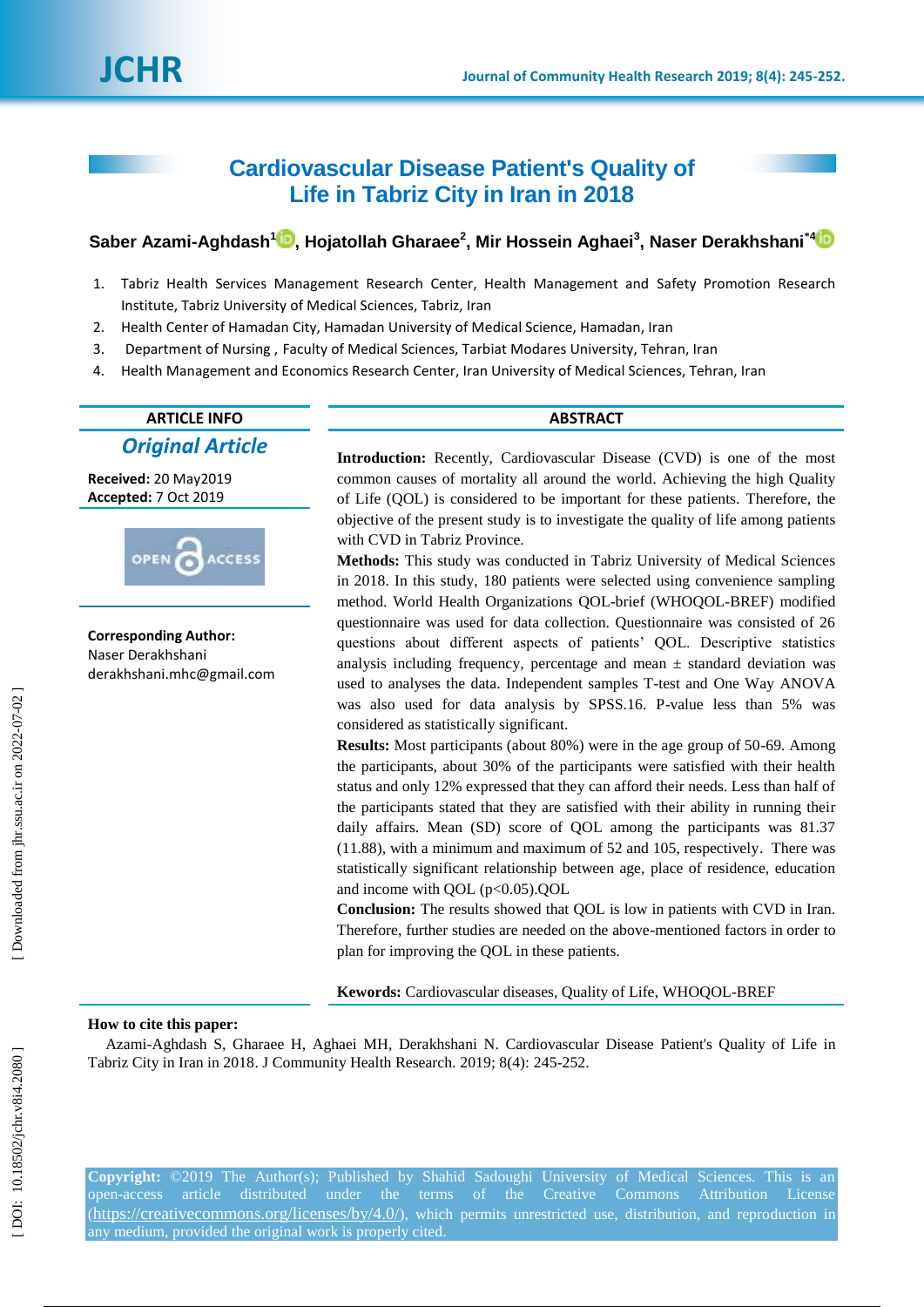# Cardiovascular Disease Patient's Quality of Life in Tabriz City in Iran in 2018

**Saber Azami-Aghdash[1], Hojatollah Gharaee[2], Mir Hossein Aghaei[3], Naser Derakhshani[*4]**

1. Tabriz Health Services Management Research Center, Health Management and Safety Promotion Research Institute, Tabriz University of Medical Sciences, Tabriz, Iran
2. Health Center of Hamadan City, Hamadan University of Medical Science, Hamadan, Iran
3. Department of Nursing , Faculty of Medical Sciences, Tarbiat Modares University, Tehran, Iran
4. Health Management and Economics Research Center, Iran University of Medical Sciences, Tehran, Iran

**ARTICLE INFO**

***Original Article***

**Received:** 20 May2019
**Accepted:** 7 Oct 2019

**Corresponding Author:**
Naser Derakhshani
derakhshani.mhc@gmail.com

**ABSTRACT**

**Introduction:** Recently, Cardiovascular Disease (CVD) is one of the most common causes of mortality all around the world. Achieving the high Quality of Life (QOL) is considered to be important for these patients. Therefore, the objective of the present study is to investigate the quality of life among patients with CVD in Tabriz Province.

**Methods:** This study was conducted in Tabriz University of Medical Sciences in 2018. In this study, 180 patients were selected using convenience sampling method. World Health Organizations QOL-brief (WHOQOL-BREF) modified questionnaire was used for data collection. Questionnaire was consisted of 26 questions about different aspects of patients' QOL. Descriptive statistics analysis including frequency, percentage and mean ± standard deviation was used to analyses the data. Independent samples T-test and One Way ANOVA was also used for data analysis by SPSS.16. P-value less than 5% was considered as statistically significant.

**Results:** Most participants (about 80%) were in the age group of 50-69. Among the participants, about 30% of the participants were satisfied with their health status and only 12% expressed that they can afford their needs. Less than half of the participants stated that they are satisfied with their ability in running their daily affairs. Mean (SD) score of QOL among the participants was 81.37 (11.88), with a minimum and maximum of 52 and 105, respectively. There was statistically significant relationship between age, place of residence, education and income with QOL ($p<0.05$).QOL

**Conclusion:** The results showed that QOL is low in patients with CVD in Iran. Therefore, further studies are needed on the above-mentioned factors in order to plan for improving the QOL in these patients.

**Kewords:** Cardiovascular diseases, Quality of Life, WHOQOL-BREF

**How to cite this paper:**

Azami-Aghdash S, Gharaee H, Aghaei MH, Derakhshani N. Cardiovascular Disease Patient's Quality of Life in Tabriz City in Iran in 2018. J Community Health Research. 2019; 8(4): 245-252.

**Copyright:** ©2019 The Author(s); Published by Shahid Sadoughi University of Medical Sciences. This is an open-access article distributed under the terms of the Creative Commons Attribution License (https://creativecommons.org/licenses/by/4.0/), which permits unrestricted use, distribution, and reproduction in any medium, provided the original work is properly cited.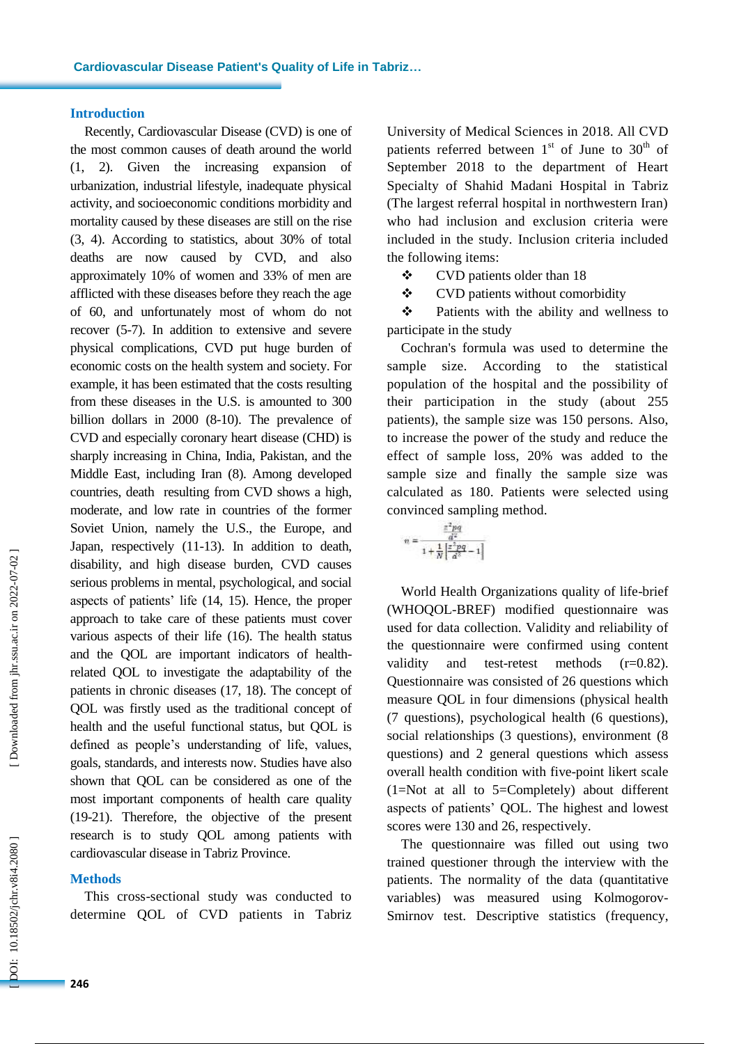## Introduction

Recently, Cardiovascular Disease (CVD) is one of the most common causes of death around the world (1, 2). Given the increasing expansion of urbanization, industrial lifestyle, inadequate physical activity, and socioeconomic conditions morbidity and mortality caused by these diseases are still on the rise (3, 4). According to statistics, about 30% of total deaths are now caused by CVD, and also approximately 10% of women and 33% of men are afflicted with these diseases before they reach the age of 60, and unfortunately most of whom do not recover (5-7). In addition to extensive and severe physical complications, CVD put huge burden of economic costs on the health system and society. For example, it has been estimated that the costs resulting from these diseases in the U.S. is amounted to 300 billion dollars in 2000 (8-10). The prevalence of CVD and especially coronary heart disease (CHD) is sharply increasing in China, India, Pakistan, and the Middle East, including Iran (8). Among developed countries, death resulting from CVD shows a high, moderate, and low rate in countries of the former Soviet Union, namely the U.S., the Europe, and Japan, respectively (11-13). In addition to death, disability, and high disease burden, CVD causes serious problems in mental, psychological, and social aspects of patients' life (14, 15). Hence, the proper approach to take care of these patients must cover various aspects of their life (16). The health status and the QOL are important indicators of health-related QOL to investigate the adaptability of the patients in chronic diseases (17, 18). The concept of QOL was firstly used as the traditional concept of health and the useful functional status, but QOL is defined as people's understanding of life, values, goals, standards, and interests now. Studies have also shown that QOL can be considered as one of the most important components of health care quality (19-21). Therefore, the objective of the present research is to study QOL among patients with cardiovascular disease in Tabriz Province.

## Methods

This cross-sectional study was conducted to determine QOL of CVD patients in Tabriz University of Medical Sciences in 2018. All CVD patients referred between 1st of June to 30th of September 2018 to the department of Heart Specialty of Shahid Madani Hospital in Tabriz (The largest referral hospital in northwestern Iran) who had inclusion and exclusion criteria were included in the study. Inclusion criteria included the following items:

- CVD patients older than 18
- CVD patients without comorbidity
- Patients with the ability and wellness to participate in the study

Cochran's formula was used to determine the sample size. According to the statistical population of the hospital and the possibility of their participation in the study (about 255 patients), the sample size was 150 persons. Also, to increase the power of the study and reduce the effect of sample loss, 20% was added to the sample size and finally the sample size was calculated as 180. Patients were selected using convinced sampling method.

$$n = \frac{\frac{z^2pq}{d^2}}{1+\frac{1}{N}\left[\frac{z^2pq}{d^2}-1\right]}$$

World Health Organizations quality of life-brief (WHOQOL-BREF) modified questionnaire was used for data collection. Validity and reliability of the questionnaire were confirmed using content validity and test-retest methods (r=0.82). Questionnaire was consisted of 26 questions which measure QOL in four dimensions (physical health (7 questions), psychological health (6 questions), social relationships (3 questions), environment (8 questions) and 2 general questions which assess overall health condition with five-point likert scale (1=Not at all to 5=Completely) about different aspects of patients' QOL. The highest and lowest scores were 130 and 26, respectively.

The questionnaire was filled out using two trained questioner through the interview with the patients. The normality of the data (quantitative variables) was measured using Kolmogorov-Smirnov test. Descriptive statistics (frequency,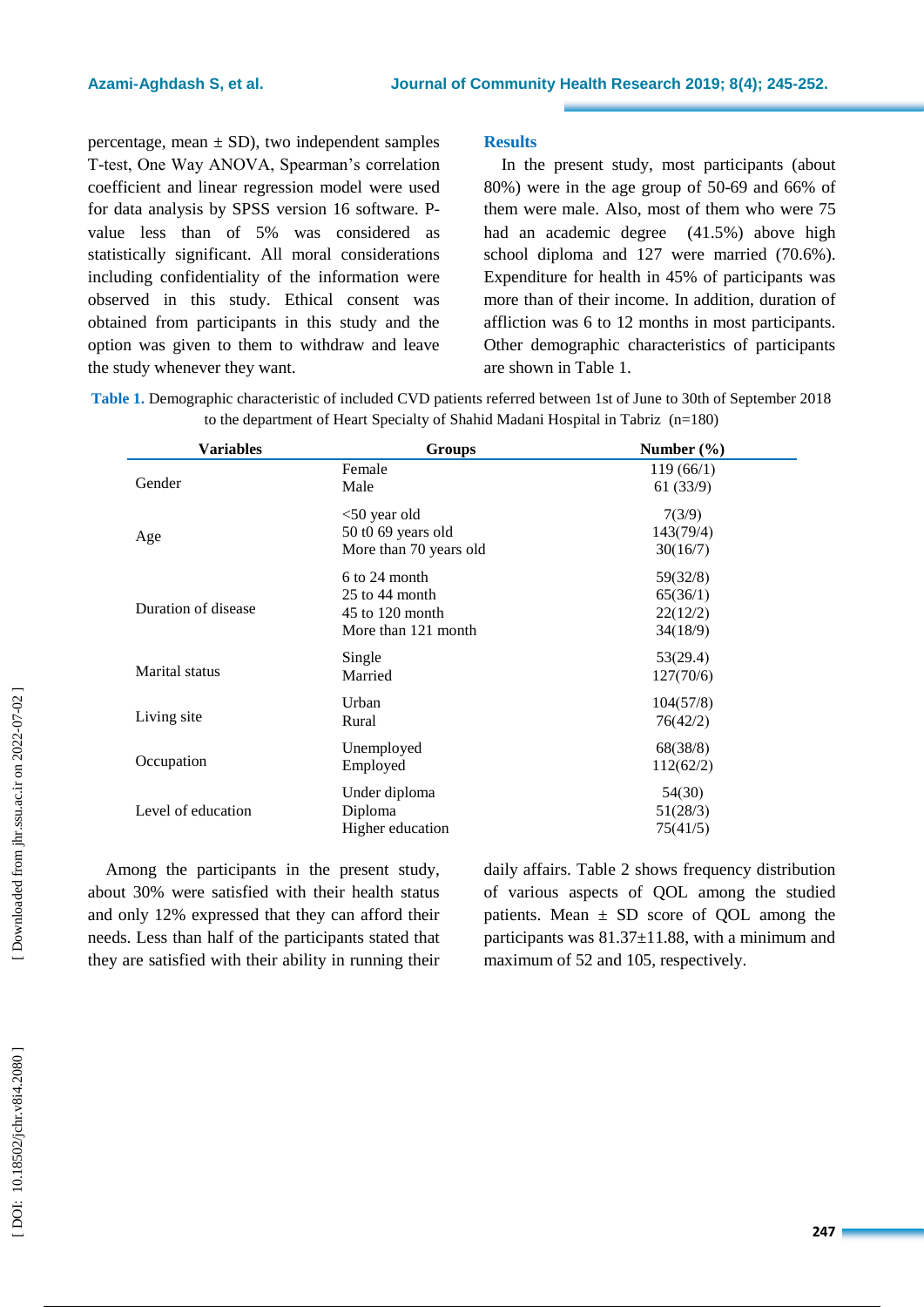percentage, mean ± SD), two independent samples T-test, One Way ANOVA, Spearman's correlation coefficient and linear regression model were used for data analysis by SPSS version 16 software. P-value less than of 5% was considered as statistically significant. All moral considerations including confidentiality of the information were observed in this study. Ethical consent was obtained from participants in this study and the option was given to them to withdraw and leave the study whenever they want.

## Results

In the present study, most participants (about 80%) were in the age group of 50-69 and 66% of them were male. Also, most of them who were 75 had an academic degree (41.5%) above high school diploma and 127 were married (70.6%). Expenditure for health in 45% of participants was more than of their income. In addition, duration of affliction was 6 to 12 months in most participants. Other demographic characteristics of participants are shown in Table 1.

**Table 1.** Demographic characteristic of included CVD patients referred between 1st of June to 30th of September 2018 to the department of Heart Specialty of Shahid Madani Hospital in Tabriz (n=180)

| Variables | Groups | Number (%) |
|---|---|---|
| Gender | Female | 119 (66/1) |
| | Male | 61 (33/9) |
| Age | <50 year old | 7(3/9) |
| | 50 t0 69 years old | 143(79/4) |
| | More than 70 years old | 30(16/7) |
| Duration of disease | 6 to 24 month | 59(32/8) |
| | 25 to 44 month | 65(36/1) |
| | 45 to 120 month | 22(12/2) |
| | More than 121 month | 34(18/9) |
| Marital status | Single | 53(29.4) |
| | Married | 127(70/6) |
| Living site | Urban | 104(57/8) |
| | Rural | 76(42/2) |
| Occupation | Unemployed | 68(38/8) |
| | Employed | 112(62/2) |
| Level of education | Under diploma | 54(30) |
| | Diploma | 51(28/3) |
| | Higher education | 75(41/5) |

Among the participants in the present study, about 30% were satisfied with their health status and only 12% expressed that they can afford their needs. Less than half of the participants stated that they are satisfied with their ability in running their daily affairs. Table 2 shows frequency distribution of various aspects of QOL among the studied patients. Mean ± SD score of QOL among the participants was 81.37±11.88, with a minimum and maximum of 52 and 105, respectively.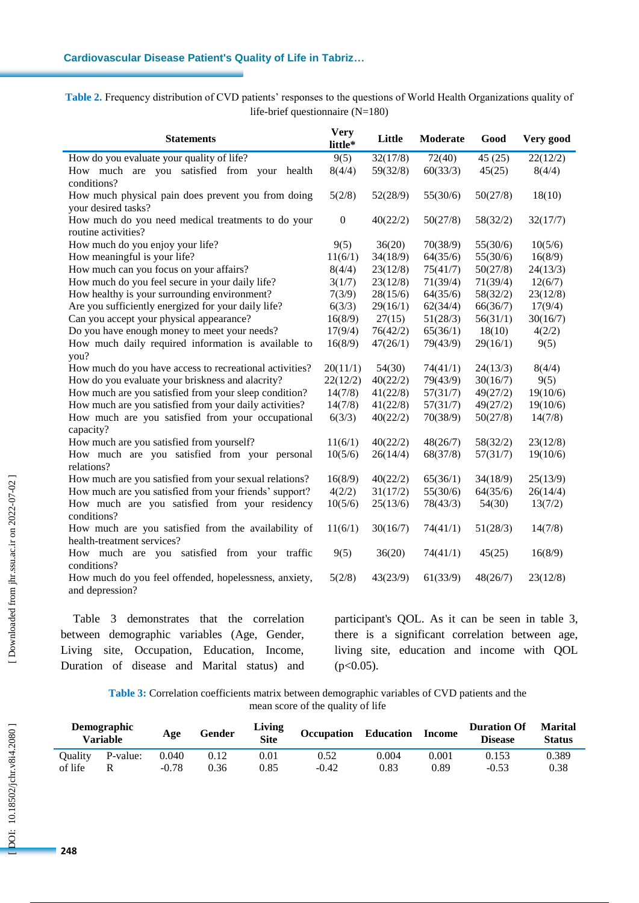**Table 2.** Frequency distribution of CVD patients' responses to the questions of World Health Organizations quality of life-brief questionnaire (N=180)

| Statements | Very little* | Little | Moderate | Good | Very good |
|---|---|---|---|---|---|
| How do you evaluate your quality of life? | 9(5) | 32(17/8) | 72(40) | 45 (25) | 22(12/2) |
| How much are you satisfied from your health conditions? | 8(4/4) | 59(32/8) | 60(33/3) | 45(25) | 8(4/4) |
| How much physical pain does prevent you from doing your desired tasks? | 5(2/8) | 52(28/9) | 55(30/6) | 50(27/8) | 18(10) |
| How much do you need medical treatments to do your routine activities? | 0 | 40(22/2) | 50(27/8) | 58(32/2) | 32(17/7) |
| How much do you enjoy your life? | 9(5) | 36(20) | 70(38/9) | 55(30/6) | 10(5/6) |
| How meaningful is your life? | 11(6/1) | 34(18/9) | 64(35/6) | 55(30/6) | 16(8/9) |
| How much can you focus on your affairs? | 8(4/4) | 23(12/8) | 75(41/7) | 50(27/8) | 24(13/3) |
| How much do you feel secure in your daily life? | 3(1/7) | 23(12/8) | 71(39/4) | 71(39/4) | 12(6/7) |
| How healthy is your surrounding environment? | 7(3/9) | 28(15/6) | 64(35/6) | 58(32/2) | 23(12/8) |
| Are you sufficiently energized for your daily life? | 6(3/3) | 29(16/1) | 62(34/4) | 66(36/7) | 17(9/4) |
| Can you accept your physical appearance? | 16(8/9) | 27(15) | 51(28/3) | 56(31/1) | 30(16/7) |
| Do you have enough money to meet your needs? | 17(9/4) | 76(42/2) | 65(36/1) | 18(10) | 4(2/2) |
| How much daily required information is available to you? | 16(8/9) | 47(26/1) | 79(43/9) | 29(16/1) | 9(5) |
| How much do you have access to recreational activities? | 20(11/1) | 54(30) | 74(41/1) | 24(13/3) | 8(4/4) |
| How do you evaluate your briskness and alacrity? | 22(12/2) | 40(22/2) | 79(43/9) | 30(16/7) | 9(5) |
| How much are you satisfied from your sleep condition? | 14(7/8) | 41(22/8) | 57(31/7) | 49(27/2) | 19(10/6) |
| How much are you satisfied from your daily activities? | 14(7/8) | 41(22/8) | 57(31/7) | 49(27/2) | 19(10/6) |
| How much are you satisfied from your occupational capacity? | 6(3/3) | 40(22/2) | 70(38/9) | 50(27/8) | 14(7/8) |
| How much are you satisfied from yourself? | 11(6/1) | 40(22/2) | 48(26/7) | 58(32/2) | 23(12/8) |
| How much are you satisfied from your personal relations? | 10(5/6) | 26(14/4) | 68(37/8) | 57(31/7) | 19(10/6) |
| How much are you satisfied from your sexual relations? | 16(8/9) | 40(22/2) | 65(36/1) | 34(18/9) | 25(13/9) |
| How much are you satisfied from your friends' support? | 4(2/2) | 31(17/2) | 55(30/6) | 64(35/6) | 26(14/4) |
| How much are you satisfied from your residency conditions? | 10(5/6) | 25(13/6) | 78(43/3) | 54(30) | 13(7/2) |
| How much are you satisfied from the availability of health-treatment services? | 11(6/1) | 30(16/7) | 74(41/1) | 51(28/3) | 14(7/8) |
| How much are you satisfied from your traffic conditions? | 9(5) | 36(20) | 74(41/1) | 45(25) | 16(8/9) |
| How much do you feel offended, hopelessness, anxiety, and depression? | 5(2/8) | 43(23/9) | 61(33/9) | 48(26/7) | 23(12/8) |

Table 3 demonstrates that the correlation between demographic variables (Age, Gender, Living site, Occupation, Education, Income, Duration of disease and Marital status) and participant's QOL. As it can be seen in table 3, there is a significant correlation between age, living site, education and income with QOL ($p<0.05$).

**Table 3:** Correlation coefficients matrix between demographic variables of CVD patients and the mean score of the quality of life

| Demographic Variable | | Age | Gender | Living Site | Occupation | Education | Income | Duration Of Disease | Marital Status |
|---|---|---|---|---|---|---|---|---|---|
| Quality of life | P-value: | 0.040 | 0.12 | 0.01 | 0.52 | 0.004 | 0.001 | 0.153 | 0.389 |
| | R | -0.78 | 0.36 | 0.85 | -0.42 | 0.83 | 0.89 | -0.53 | 0.38 |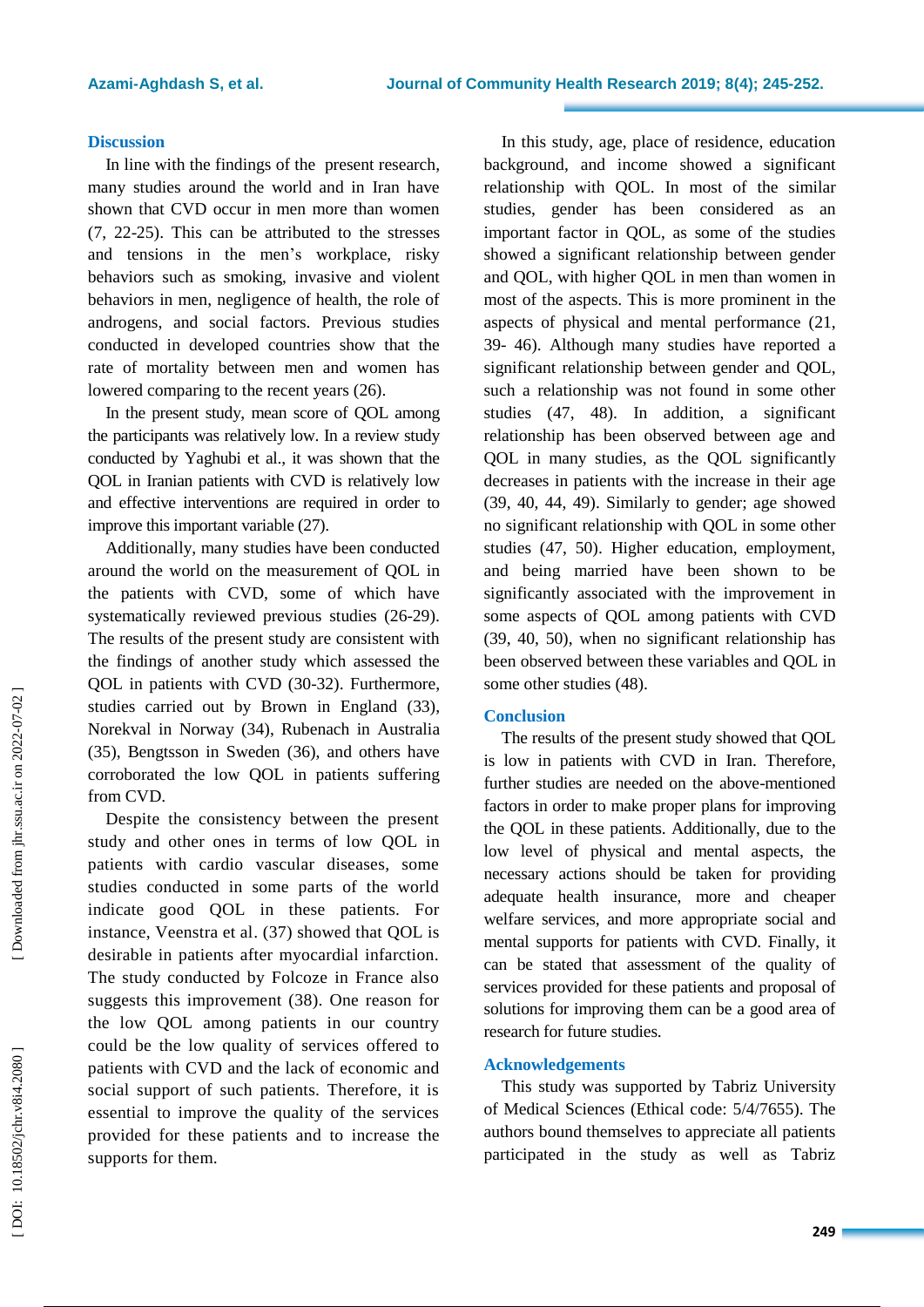## Discussion

In line with the findings of the present research, many studies around the world and in Iran have shown that CVD occur in men more than women (7, 22-25). This can be attributed to the stresses and tensions in the men's workplace, risky behaviors such as smoking, invasive and violent behaviors in men, negligence of health, the role of androgens, and social factors. Previous studies conducted in developed countries show that the rate of mortality between men and women has lowered comparing to the recent years (26).

In the present study, mean score of QOL among the participants was relatively low. In a review study conducted by Yaghubi et al., it was shown that the QOL in Iranian patients with CVD is relatively low and effective interventions are required in order to improve this important variable (27).

Additionally, many studies have been conducted around the world on the measurement of QOL in the patients with CVD, some of which have systematically reviewed previous studies (26-29). The results of the present study are consistent with the findings of another study which assessed the QOL in patients with CVD (30-32). Furthermore, studies carried out by Brown in England (33), Norekval in Norway (34), Rubenach in Australia (35), Bengtsson in Sweden (36), and others have corroborated the low QOL in patients suffering from CVD.

Despite the consistency between the present study and other ones in terms of low QOL in patients with cardio vascular diseases, some studies conducted in some parts of the world indicate good QOL in these patients. For instance, Veenstra et al. (37) showed that QOL is desirable in patients after myocardial infarction. The study conducted by Folcoze in France also suggests this improvement (38). One reason for the low QOL among patients in our country could be the low quality of services offered to patients with CVD and the lack of economic and social support of such patients. Therefore, it is essential to improve the quality of the services provided for these patients and to increase the supports for them.

In this study, age, place of residence, education background, and income showed a significant relationship with QOL. In most of the similar studies, gender has been considered as an important factor in QOL, as some of the studies showed a significant relationship between gender and QOL, with higher QOL in men than women in most of the aspects. This is more prominent in the aspects of physical and mental performance (21, 39- 46). Although many studies have reported a significant relationship between gender and QOL, such a relationship was not found in some other studies (47, 48). In addition, a significant relationship has been observed between age and QOL in many studies, as the QOL significantly decreases in patients with the increase in their age (39, 40, 44, 49). Similarly to gender; age showed no significant relationship with QOL in some other studies (47, 50). Higher education, employment, and being married have been shown to be significantly associated with the improvement in some aspects of QOL among patients with CVD (39, 40, 50), when no significant relationship has been observed between these variables and QOL in some other studies (48).

## Conclusion

The results of the present study showed that QOL is low in patients with CVD in Iran. Therefore, further studies are needed on the above-mentioned factors in order to make proper plans for improving the QOL in these patients. Additionally, due to the low level of physical and mental aspects, the necessary actions should be taken for providing adequate health insurance, more and cheaper welfare services, and more appropriate social and mental supports for patients with CVD. Finally, it can be stated that assessment of the quality of services provided for these patients and proposal of solutions for improving them can be a good area of research for future studies.

## Acknowledgements

This study was supported by Tabriz University of Medical Sciences (Ethical code: 5/4/7655). The authors bound themselves to appreciate all patients participated in the study as well as Tabriz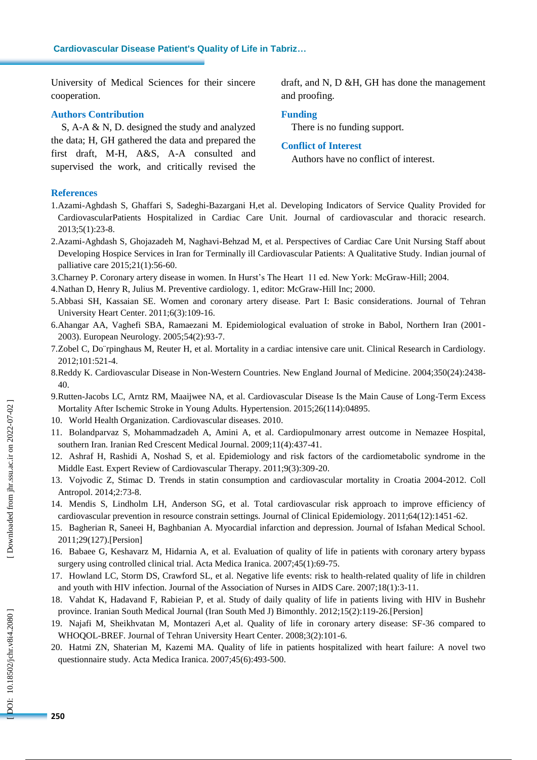University of Medical Sciences for their sincere cooperation.

## Authors Contribution

S, A-A & N, D. designed the study and analyzed the data; H, GH gathered the data and prepared the first draft, M-H, A&S, A-A consulted and supervised the work, and critically revised the draft, and N, D &H, GH has done the management and proofing.

## Funding

There is no funding support.

## Conflict of Interest

Authors have no conflict of interest.

## References

1. Azami-Aghdash S, Ghaffari S, Sadeghi-Bazargani H,et al. Developing Indicators of Service Quality Provided for CardiovascularPatients Hospitalized in Cardiac Care Unit. Journal of cardiovascular and thoracic research. 2013;5(1):23-8.
2. Azami-Aghdash S, Ghojazadeh M, Naghavi-Behzad M, et al. Perspectives of Cardiac Care Unit Nursing Staff about Developing Hospice Services in Iran for Terminally ill Cardiovascular Patients: A Qualitative Study. Indian journal of palliative care 2015;21(1):56-60.
3. Charney P. Coronary artery disease in women. In Hurst's The Heart 11 ed. New York: McGraw-Hill; 2004.
4. Nathan D, Henry R, Julius M. Preventive cardiology. 1, editor: McGraw-Hill Inc; 2000.
5. Abbasi SH, Kassaian SE. Women and coronary artery disease. Part I: Basic considerations. Journal of Tehran University Heart Center. 2011;6(3):109-16.
6. Ahangar AA, Vaghefi SBA, Ramaezani M. Epidemiological evaluation of stroke in Babol, Northern Iran (2001-2003). European Neurology. 2005;54(2):93-7.
7. Zobel C, Do¨rpinghaus M, Reuter H, et al. Mortality in a cardiac intensive care unit. Clinical Research in Cardiology. 2012;101:521-4.
8. Reddy K. Cardiovascular Disease in Non-Western Countries. New England Journal of Medicine. 2004;350(24):2438-40.
9. Rutten-Jacobs LC, Arntz RM, Maaijwee NA, et al. Cardiovascular Disease Is the Main Cause of Long-Term Excess Mortality After Ischemic Stroke in Young Adults. Hypertension. 2015;26(114):04895.
10. World Health Organization. Cardiovascular diseases. 2010.
11. Bolandparvaz S, Mohammadzadeh A, Amini A, et al. Cardiopulmonary arrest outcome in Nemazee Hospital, southern Iran. Iranian Red Crescent Medical Journal. 2009;11(4):437-41.
12. Ashraf H, Rashidi A, Noshad S, et al. Epidemiology and risk factors of the cardiometabolic syndrome in the Middle East. Expert Review of Cardiovascular Therapy. 2011;9(3):309-20.
13. Vojvodic Z, Stimac D. Trends in statin consumption and cardiovascular mortality in Croatia 2004-2012. Coll Antropol. 2014;2:73-8.
14. Mendis S, Lindholm LH, Anderson SG, et al. Total cardiovascular risk approach to improve efficiency of cardiovascular prevention in resource constrain settings. Journal of Clinical Epidemiology. 2011;64(12):1451-62.
15. Bagherian R, Saneei H, Baghbanian A. Myocardial infarction and depression. Journal of Isfahan Medical School. 2011;29(127).[Persion]
16. Babaee G, Keshavarz M, Hidarnia A, et al. Evaluation of quality of life in patients with coronary artery bypass surgery using controlled clinical trial. Acta Medica Iranica. 2007;45(1):69-75.
17. Howland LC, Storm DS, Crawford SL, et al. Negative life events: risk to health-related quality of life in children and youth with HIV infection. Journal of the Association of Nurses in AIDS Care. 2007;18(1):3-11.
18. Vahdat K, Hadavand F, Rabieian P, et al. Study of daily quality of life in patients living with HIV in Bushehr province. Iranian South Medical Journal (Iran South Med J) Bimonthly. 2012;15(2):119-26.[Persion]
19. Najafi M, Sheikhvatan M, Montazeri A,et al. Quality of life in coronary artery disease: SF-36 compared to WHOQOL-BREF. Journal of Tehran University Heart Center. 2008;3(2):101-6.
20. Hatmi ZN, Shaterian M, Kazemi MA. Quality of life in patients hospitalized with heart failure: A novel two questionnaire study. Acta Medica Iranica. 2007;45(6):493-500.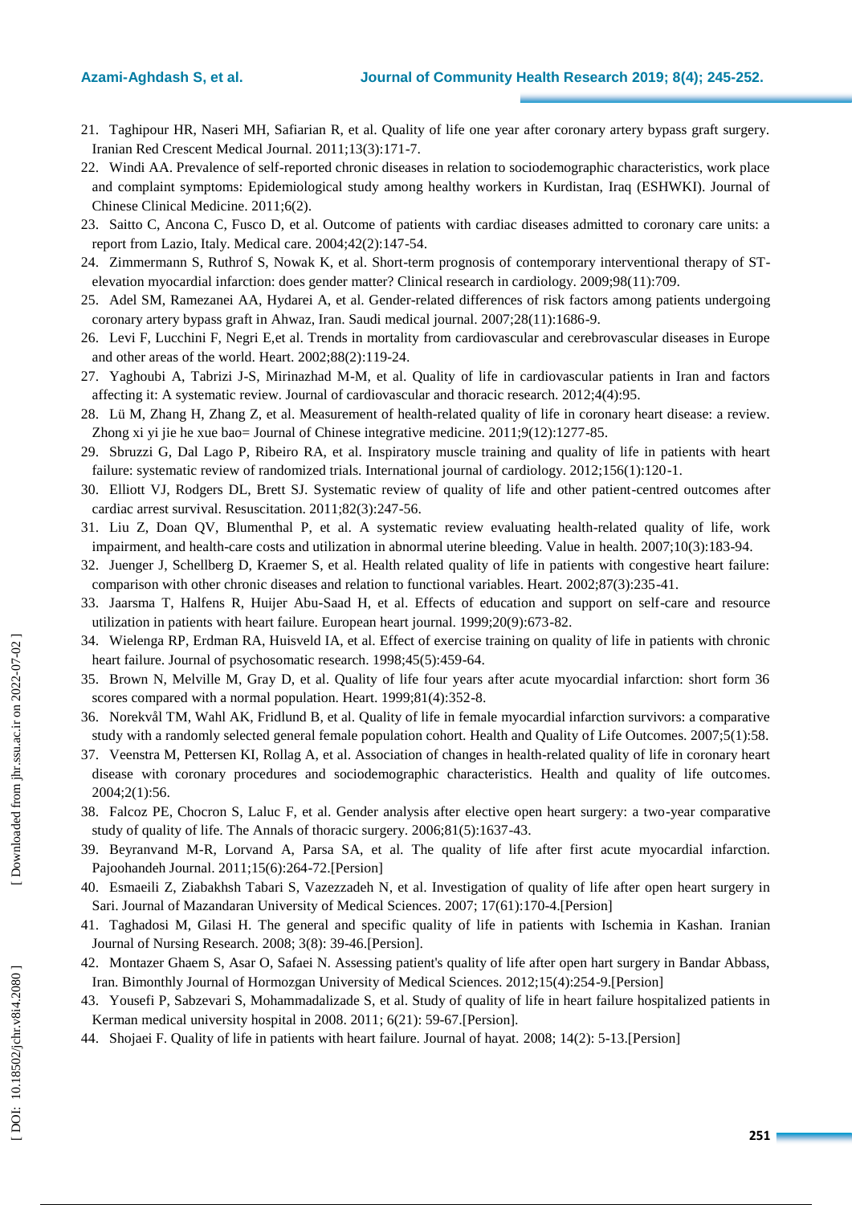21. Taghipour HR, Naseri MH, Safiarian R, et al. Quality of life one year after coronary artery bypass graft surgery. Iranian Red Crescent Medical Journal. 2011;13(3):171-7.
22. Windi AA. Prevalence of self-reported chronic diseases in relation to sociodemographic characteristics, work place and complaint symptoms: Epidemiological study among healthy workers in Kurdistan, Iraq (ESHWKI). Journal of Chinese Clinical Medicine. 2011;6(2).
23. Saitto C, Ancona C, Fusco D, et al. Outcome of patients with cardiac diseases admitted to coronary care units: a report from Lazio, Italy. Medical care. 2004;42(2):147-54.
24. Zimmermann S, Ruthrof S, Nowak K, et al. Short-term prognosis of contemporary interventional therapy of ST-elevation myocardial infarction: does gender matter? Clinical research in cardiology. 2009;98(11):709.
25. Adel SM, Ramezanei AA, Hydarei A, et al. Gender-related differences of risk factors among patients undergoing coronary artery bypass graft in Ahwaz, Iran. Saudi medical journal. 2007;28(11):1686-9.
26. Levi F, Lucchini F, Negri E,et al. Trends in mortality from cardiovascular and cerebrovascular diseases in Europe and other areas of the world. Heart. 2002;88(2):119-24.
27. Yaghoubi A, Tabrizi J-S, Mirinazhad M-M, et al. Quality of life in cardiovascular patients in Iran and factors affecting it: A systematic review. Journal of cardiovascular and thoracic research. 2012;4(4):95.
28. Lü M, Zhang H, Zhang Z, et al. Measurement of health-related quality of life in coronary heart disease: a review. Zhong xi yi jie he xue bao= Journal of Chinese integrative medicine. 2011;9(12):1277-85.
29. Sbruzzi G, Dal Lago P, Ribeiro RA, et al. Inspiratory muscle training and quality of life in patients with heart failure: systematic review of randomized trials. International journal of cardiology. 2012;156(1):120-1.
30. Elliott VJ, Rodgers DL, Brett SJ. Systematic review of quality of life and other patient-centred outcomes after cardiac arrest survival. Resuscitation. 2011;82(3):247-56.
31. Liu Z, Doan QV, Blumenthal P, et al. A systematic review evaluating health-related quality of life, work impairment, and health-care costs and utilization in abnormal uterine bleeding. Value in health. 2007;10(3):183-94.
32. Juenger J, Schellberg D, Kraemer S, et al. Health related quality of life in patients with congestive heart failure: comparison with other chronic diseases and relation to functional variables. Heart. 2002;87(3):235-41.
33. Jaarsma T, Halfens R, Huijer Abu-Saad H, et al. Effects of education and support on self-care and resource utilization in patients with heart failure. European heart journal. 1999;20(9):673-82.
34. Wielenga RP, Erdman RA, Huisveld IA, et al. Effect of exercise training on quality of life in patients with chronic heart failure. Journal of psychosomatic research. 1998;45(5):459-64.
35. Brown N, Melville M, Gray D, et al. Quality of life four years after acute myocardial infarction: short form 36 scores compared with a normal population. Heart. 1999;81(4):352-8.
36. Norekvål TM, Wahl AK, Fridlund B, et al. Quality of life in female myocardial infarction survivors: a comparative study with a randomly selected general female population cohort. Health and Quality of Life Outcomes. 2007;5(1):58.
37. Veenstra M, Pettersen KI, Rollag A, et al. Association of changes in health-related quality of life in coronary heart disease with coronary procedures and sociodemographic characteristics. Health and quality of life outcomes. 2004;2(1):56.
38. Falcoz PE, Chocron S, Laluc F, et al. Gender analysis after elective open heart surgery: a two-year comparative study of quality of life. The Annals of thoracic surgery. 2006;81(5):1637-43.
39. Beyranvand M-R, Lorvand A, Parsa SA, et al. The quality of life after first acute myocardial infarction. Pajoohandeh Journal. 2011;15(6):264-72.[Persion]
40. Esmaeili Z, Ziabakhsh Tabari S, Vazezzadeh N, et al. Investigation of quality of life after open heart surgery in Sari. Journal of Mazandaran University of Medical Sciences. 2007; 17(61):170-4.[Persion]
41. Taghadosi M, Gilasi H. The general and specific quality of life in patients with Ischemia in Kashan. Iranian Journal of Nursing Research. 2008; 3(8): 39-46.[Persion].
42. Montazer Ghaem S, Asar O, Safaei N. Assessing patient's quality of life after open hart surgery in Bandar Abbass, Iran. Bimonthly Journal of Hormozgan University of Medical Sciences. 2012;15(4):254-9.[Persion]
43. Yousefi P, Sabzevari S, Mohammadalizade S, et al. Study of quality of life in heart failure hospitalized patients in Kerman medical university hospital in 2008. 2011; 6(21): 59-67.[Persion].
44. Shojaei F. Quality of life in patients with heart failure. Journal of hayat. 2008; 14(2): 5-13.[Persion]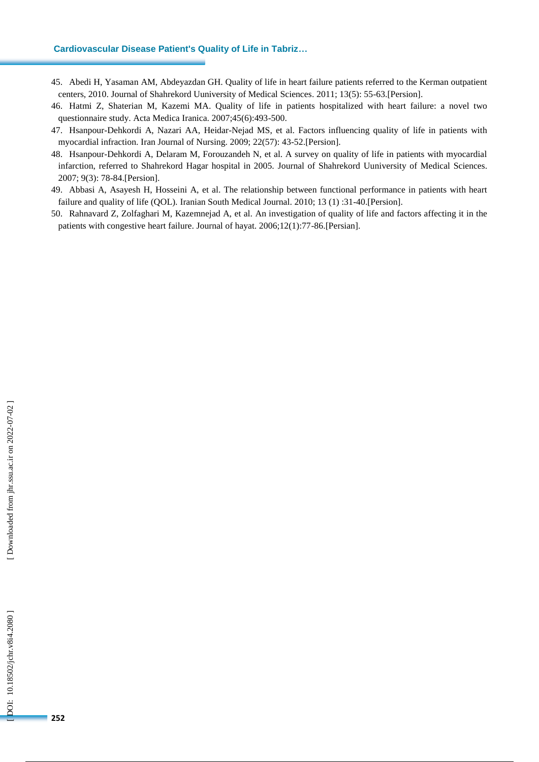45. Abedi H, Yasaman AM, Abdeyazdan GH. Quality of life in heart failure patients referred to the Kerman outpatient centers, 2010. Journal of Shahrekord Uuniversity of Medical Sciences. 2011; 13(5): 55-63.[Persion].
46. Hatmi Z, Shaterian M, Kazemi MA. Quality of life in patients hospitalized with heart failure: a novel two questionnaire study. Acta Medica Iranica. 2007;45(6):493-500.
47. Hsanpour-Dehkordi A, Nazari AA, Heidar-Nejad MS, et al. Factors influencing quality of life in patients with myocardial infraction. Iran Journal of Nursing. 2009; 22(57): 43-52.[Persion].
48. Hsanpour-Dehkordi A, Delaram M, Forouzandeh N, et al. A survey on quality of life in patients with myocardial infarction, referred to Shahrekord Hagar hospital in 2005. Journal of Shahrekord Uuniversity of Medical Sciences. 2007; 9(3): 78-84.[Persion].
49. Abbasi A, Asayesh H, Hosseini A, et al. The relationship between functional performance in patients with heart failure and quality of life (QOL). Iranian South Medical Journal. 2010; 13 (1) :31-40.[Persion].
50. Rahnavard Z, Zolfaghari M, Kazemnejad A, et al. An investigation of quality of life and factors affecting it in the patients with congestive heart failure. Journal of hayat. 2006;12(1):77-86.[Persian].